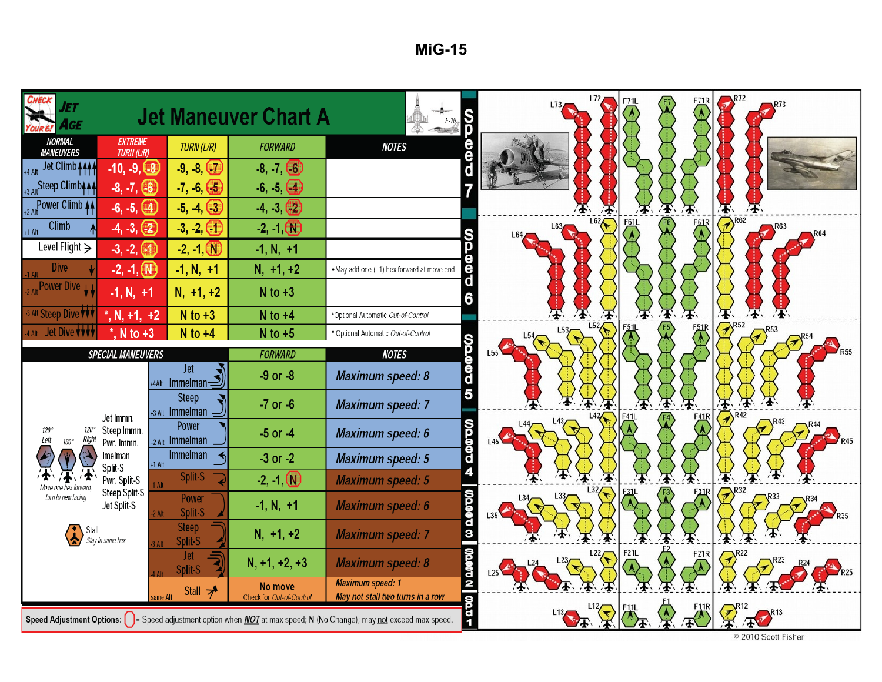# MiG-15

## Jet Maneuver Chart A

CHECK YOUR 6! JET AGE

| NORMAL MANEUVERS | EXTREME TURN (L/R) | TURN (L/R) | FORWARD | NOTES |
|---|---|---|---|---|
| +4 Alt Jet Climb | -10, -9, (-8) | -9, -8, (-7) | -8, -7, (-6) | |
| +3 Alt Steep Climb | -8, -7, (-6) | -7, -6, (-5) | -6, -5, (-4) | |
| +2 Alt Power Climb | -6, -5, (-4) | -5, -4, (-3) | -4, -3, (-2) | |
| +1 Alt Climb | -4, -3, (-2) | -3, -2, (-1) | -2, -1, (N) | |
| Level Flight | -3, -2, (-1) | -2, -1, (N) | -1, N, +1 | |
| -1 Alt Dive | -2, -1, (N) | -1, N, +1 | N, +1, +2 | • May add one (+1) hex forward at move end |
| -2 Alt Power Dive | -1, N, +1 | N, +1, +2 | N to +3 | |
| -3 Alt Steep Dive | *, N, +1, +2 | N to +3 | N to +4 | *Optional Automatic Out-of-Control |
| -4 Alt Jet Dive | *, N to +3 | N to +4 | N to +5 | * Optional Automatic Out-of-Control |

| SPECIAL MANEUVERS | FORWARD | NOTES |
|---|---|---|
| +4Alt Jet Immelman | -9 or -8 | Maximum speed: 8 |
| +3 Alt Steep Immelman | -7 or -6 | Maximum speed: 7 |
| +2 Alt Power Immelman | -5 or -4 | Maximum speed: 6 |
| +1 Alt Immelman | -3 or -2 | Maximum speed: 5 |
| -1 Alt Split-S | -2, -1, (N) | Maximum speed: 5 |
| -2 Alt Power Split-S | -1, N, +1 | Maximum speed: 6 |
| -3 Alt Steep Split-S | N, +1, +2 | Maximum speed: 7 |
| -4 Alt Jet Split-S | N, +1, +2, +3 | Maximum speed: 8 |
| same Alt Stall | No move<br>Check for Out-of-Control | Maximum speed: 1<br>May not stall two turns in a row |

Jet Immn., Steep Immn., Pwr. Immn., Imelman, Split-S, Pwr. Split-S, Steep Split-S, Jet Split-S: 120° Left, 180°, 120° Right — Move one hex forward, turn to new facing

Stall — Stay in same hex

**Speed Adjustment Options:** ( ) = Speed adjustment option when NOT at max speed; N (No Change); may not exceed max speed.

Speed 7: L73, L72, F71L, F7, F71R, R72, R73

Speed 6: L64, L63, L62, F61L, F6, F61R, R62, R63, R64

Speed 5: L55, L54, L53, L52, F51L, F5, F51R, R52, R53, R54, R55

Speed 4: L45, L44, L43, L42, F41L, F4, F41R, R42, R43, R44, R45

Speed 3: L35, L34, L33, L32, F31L, F3, F31R, R32, R33, R34, R35

Speed 2: L25, L24, L23, L22, F21L, F2, F21R, R22, R23, R24, R25

Speed 1: L13, L12, F11L, F1, F11R, R12, R13

© 2010 Scott Fisher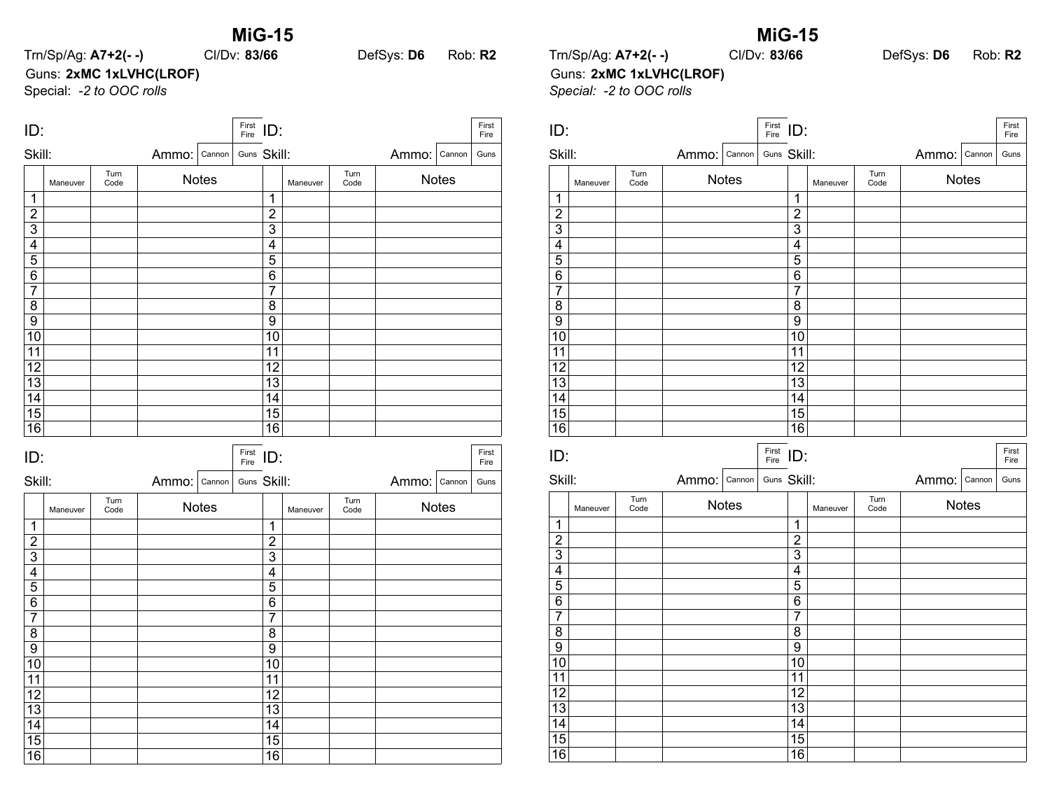## MiG-15

Trn/Sp/Ag: **A7+2(- -)** Cl/Dv: **83/66** DefSys: **D6** Rob: **R2**

Guns: **2xMC 1xLVHC(LROF)**

Special: *-2 to OOC rolls*

ID: | First Fire

Skill: Ammo: | Cannon | Guns

| | Maneuver | Turn Code | Notes |
|---|---|---|---|
| 1 | | | |
| 2 | | | |
| 3 | | | |
| 4 | | | |
| 5 | | | |
| 6 | | | |
| 7 | | | |
| 8 | | | |
| 9 | | | |
| 10 | | | |
| 11 | | | |
| 12 | | | |
| 13 | | | |
| 14 | | | |
| 15 | | | |
| 16 | | | |

ID: | First Fire

Skill: Ammo: | Cannon | Guns

| | Maneuver | Turn Code | Notes |
|---|---|---|---|
| 1 | | | |
| 2 | | | |
| 3 | | | |
| 4 | | | |
| 5 | | | |
| 6 | | | |
| 7 | | | |
| 8 | | | |
| 9 | | | |
| 10 | | | |
| 11 | | | |
| 12 | | | |
| 13 | | | |
| 14 | | | |
| 15 | | | |
| 16 | | | |

ID: | First Fire

Skill: Ammo: | Cannon | Guns

| | Maneuver | Turn Code | Notes |
|---|---|---|---|
| 1 | | | |
| 2 | | | |
| 3 | | | |
| 4 | | | |
| 5 | | | |
| 6 | | | |
| 7 | | | |
| 8 | | | |
| 9 | | | |
| 10 | | | |
| 11 | | | |
| 12 | | | |
| 13 | | | |
| 14 | | | |
| 15 | | | |
| 16 | | | |

ID: | First Fire

Skill: Ammo: | Cannon | Guns

| | Maneuver | Turn Code | Notes |
|---|---|---|---|
| 1 | | | |
| 2 | | | |
| 3 | | | |
| 4 | | | |
| 5 | | | |
| 6 | | | |
| 7 | | | |
| 8 | | | |
| 9 | | | |
| 10 | | | |
| 11 | | | |
| 12 | | | |
| 13 | | | |
| 14 | | | |
| 15 | | | |
| 16 | | | |

## MiG-15

Trn/Sp/Ag: **A7+2(- -)** Cl/Dv: **83/66** DefSys: **D6** Rob: **R2**

Guns: **2xMC 1xLVHC(LROF)**

Special: *-2 to OOC rolls*

ID: | First Fire

Skill: Ammo: | Cannon | Guns

| | Maneuver | Turn Code | Notes |
|---|---|---|---|
| 1 | | | |
| 2 | | | |
| 3 | | | |
| 4 | | | |
| 5 | | | |
| 6 | | | |
| 7 | | | |
| 8 | | | |
| 9 | | | |
| 10 | | | |
| 11 | | | |
| 12 | | | |
| 13 | | | |
| 14 | | | |
| 15 | | | |
| 16 | | | |

ID: | First Fire

Skill: Ammo: | Cannon | Guns

| | Maneuver | Turn Code | Notes |
|---|---|---|---|
| 1 | | | |
| 2 | | | |
| 3 | | | |
| 4 | | | |
| 5 | | | |
| 6 | | | |
| 7 | | | |
| 8 | | | |
| 9 | | | |
| 10 | | | |
| 11 | | | |
| 12 | | | |
| 13 | | | |
| 14 | | | |
| 15 | | | |
| 16 | | | |

ID: | First Fire

Skill: Ammo: | Cannon | Guns

| | Maneuver | Turn Code | Notes |
|---|---|---|---|
| 1 | | | |
| 2 | | | |
| 3 | | | |
| 4 | | | |
| 5 | | | |
| 6 | | | |
| 7 | | | |
| 8 | | | |
| 9 | | | |
| 10 | | | |
| 11 | | | |
| 12 | | | |
| 13 | | | |
| 14 | | | |
| 15 | | | |
| 16 | | | |

ID: | First Fire

Skill: Ammo: | Cannon | Guns

| | Maneuver | Turn Code | Notes |
|---|---|---|---|
| 1 | | | |
| 2 | | | |
| 3 | | | |
| 4 | | | |
| 5 | | | |
| 6 | | | |
| 7 | | | |
| 8 | | | |
| 9 | | | |
| 10 | | | |
| 11 | | | |
| 12 | | | |
| 13 | | | |
| 14 | | | |
| 15 | | | |
| 16 | | | |